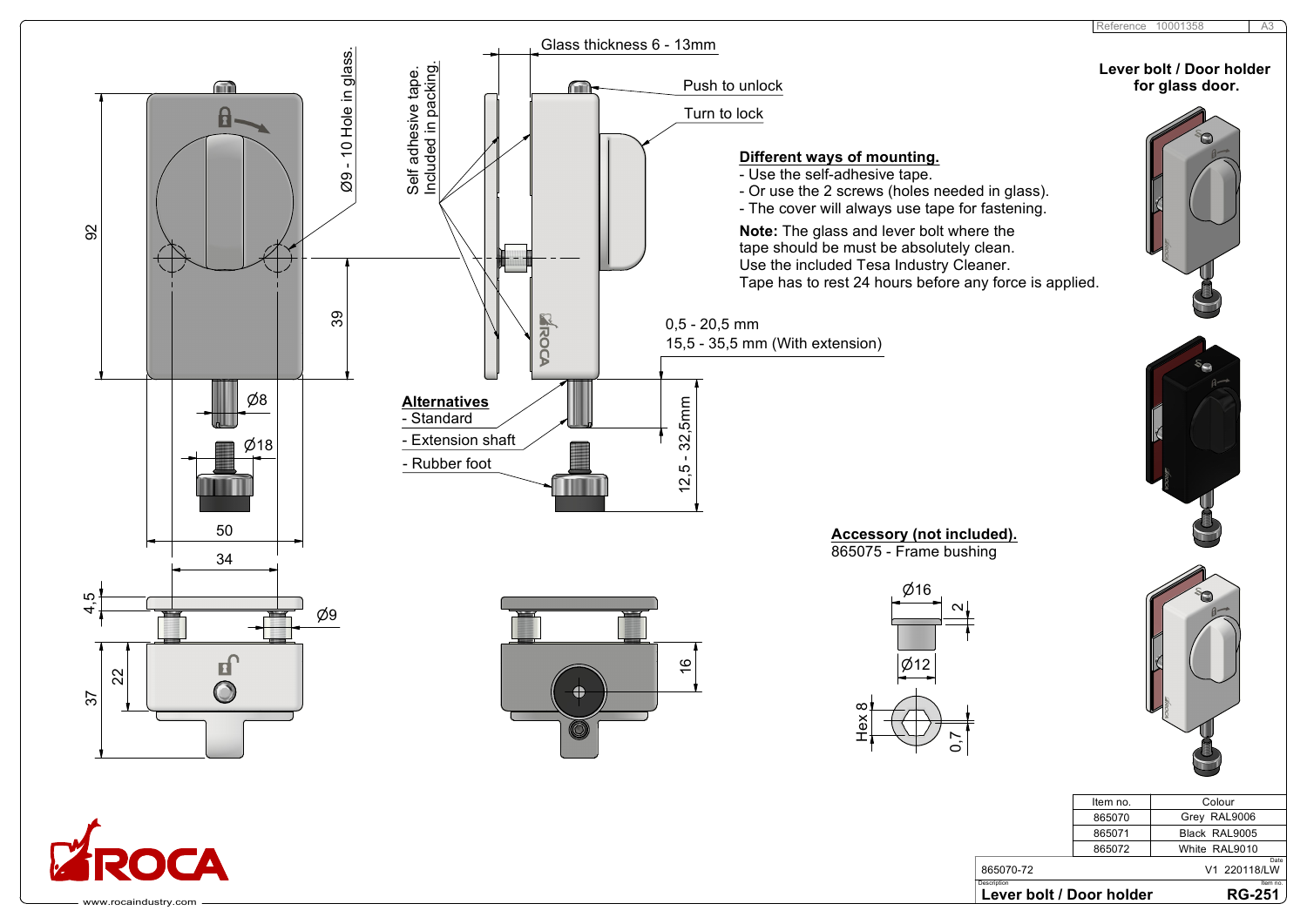Reference 10001358 A3

## Lever bolt / Door holder for glass door.

Glass thickness 6 - 13mm

Push to unlock

Turn to lock

Ø9 - 10 Hole in glass.

Self adhesive tape. Included in packing.

**Different ways of mounting.**
- Use the self-adhesive tape.
- Or use the 2 screws (holes needed in glass).
- The cover will always use tape for fastening.

**Note:** The glass and lever bolt where the tape should be must be absolutely clean.
Use the included Tesa Industry Cleaner.
Tape has to rest 24 hours before any force is applied.

0,5 - 20,5 mm
15,5 - 35,5 mm (With extension)

**Alternatives**
- Standard
- Extension shaft
- Rubber foot

12,5 - 32,5mm

92 39 Ø8 Ø18 50 34 4,5 Ø9 37 22 16

**Accessory (not included).**
865075 - Frame bushing

Ø16 2 Ø12 Hex 8 0,7

| Item no. | Colour |
|---|---|
| 865070 | Grey RAL9006 |
| 865071 | Black RAL9005 |
| 865072 | White RAL9010 |

865070-72 — Date: V1 220118/LW

Description: Lever bolt / Door holder — Item no.: RG-251

ROCA

www.rocaindustry.com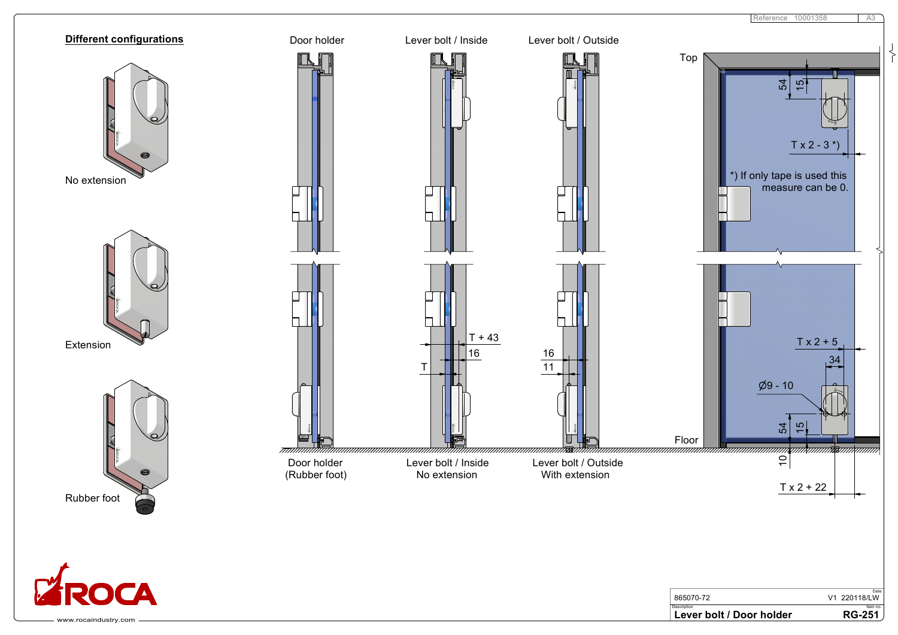## Different configurations

No extension

Extension

Rubber foot

Door holder

Lever bolt / Inside

Lever bolt / Outside

T + 43

16

T

16

11

Door holder
(Rubber foot)

Lever bolt / Inside
No extension

Lever bolt / Outside
With extension

Top

54

15

T x 2 - 3 *)

*) If only tape is used this measure can be 0.

T x 2 + 5

34

Ø9 - 10

54

15

Floor

10

T x 2 + 22

www.rocaindustry.com

| | |
|---|---|
| 865070-72 | V1 220118/LW |
| Lever bolt / Door holder | RG-251 |

Reference 10001358 A3